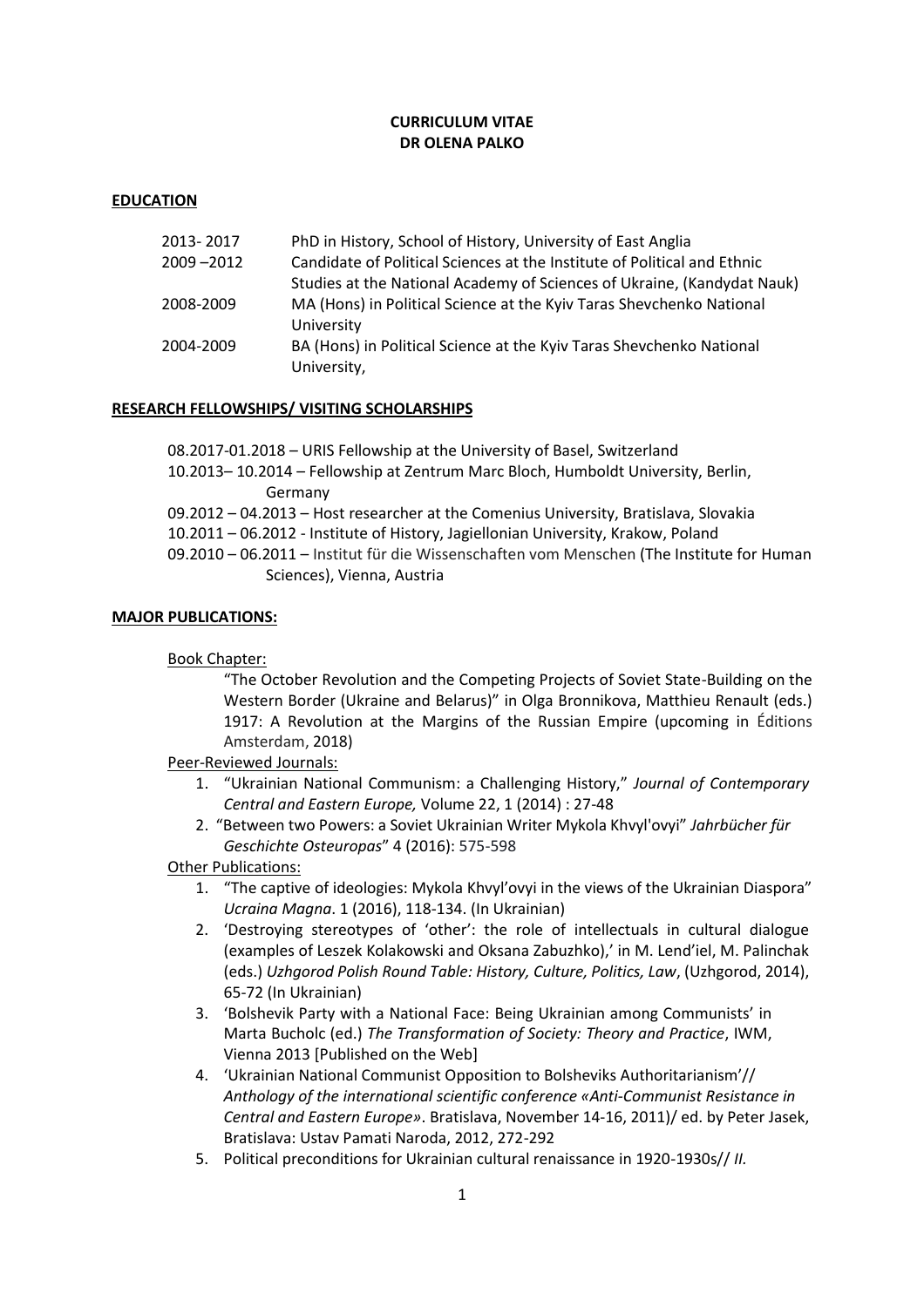**CURRICULUM VITAE**
**DR OLENA PALKO**

## EDUCATION

| | |
|---|---|
| 2013- 2017 | PhD in History, School of History, University of East Anglia |
| 2009 –2012 | Candidate of Political Sciences at the Institute of Political and Ethnic Studies at the National Academy of Sciences of Ukraine, (Kandydat Nauk) |
| 2008-2009 | MA (Hons) in Political Science at the Kyiv Taras Shevchenko National University |
| 2004-2009 | BA (Hons) in Political Science at the Kyiv Taras Shevchenko National University, |

## RESEARCH FELLOWSHIPS/ VISITING SCHOLARSHIPS

08.2017-01.2018 – URIS Fellowship at the University of Basel, Switzerland

10.2013– 10.2014 – Fellowship at Zentrum Marc Bloch, Humboldt University, Berlin, Germany

09.2012 – 04.2013 – Host researcher at the Comenius University, Bratislava, Slovakia

10.2011 – 06.2012 - Institute of History, Jagiellonian University, Krakow, Poland

09.2010 – 06.2011 – Institut für die Wissenschaften vom Menschen (The Institute for Human Sciences), Vienna, Austria

## MAJOR PUBLICATIONS:

Book Chapter:

"The October Revolution and the Competing Projects of Soviet State-Building on the Western Border (Ukraine and Belarus)" in Olga Bronnikova, Matthieu Renault (eds.) 1917: A Revolution at the Margins of the Russian Empire (upcoming in Éditions Amsterdam, 2018)

Peer-Reviewed Journals:

1. "Ukrainian National Communism: a Challenging History," *Journal of Contemporary Central and Eastern Europe,* Volume 22, 1 (2014) : 27-48
2. "Between two Powers: a Soviet Ukrainian Writer Mykola Khvyl'ovyi" *Jahrbücher für Geschichte Osteuropas*" 4 (2016): 575-598

Other Publications:

1. "The captive of ideologies: Mykola Khvyl'ovyi in the views of the Ukrainian Diaspora" *Ucraina Magna*. 1 (2016), 118-134. (In Ukrainian)
2. 'Destroying stereotypes of 'other': the role of intellectuals in cultural dialogue (examples of Leszek Kolakowski and Oksana Zabuzhko),' in M. Lend'iel, M. Palinchak (eds.) *Uzhgorod Polish Round Table: History, Culture, Politics, Law*, (Uzhgorod, 2014), 65-72 (In Ukrainian)
3. 'Bolshevik Party with a National Face: Being Ukrainian among Communists' in Marta Bucholc (ed.) *The Transformation of Society: Theory and Practice*, IWM, Vienna 2013 [Published on the Web]
4. 'Ukrainian National Communist Opposition to Bolsheviks Authoritarianism'// *Anthology of the international scientific conference «Anti-Communist Resistance in Central and Eastern Europe»*. Bratislava, November 14-16, 2011)/ ed. by Peter Jasek, Bratislava: Ustav Pamati Naroda, 2012, 272-292
5. Political preconditions for Ukrainian cultural renaissance in 1920-1930s// *II.*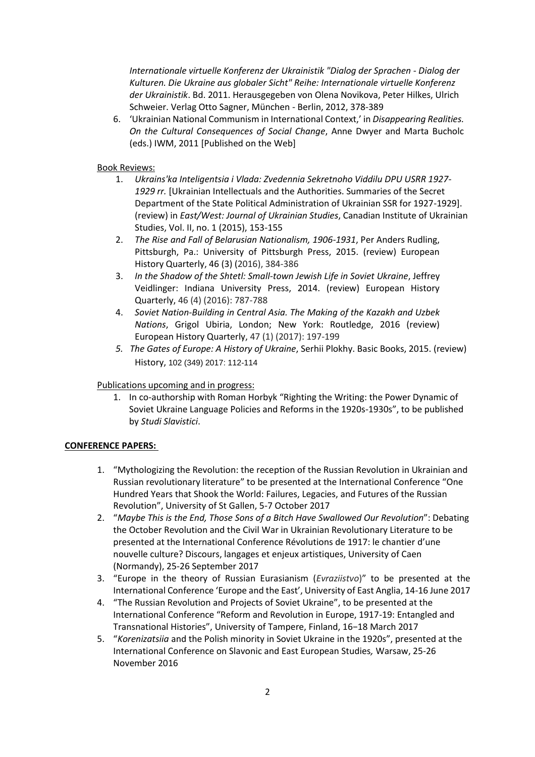*Internationale virtuelle Konferenz der Ukrainistik "Dialog der Sprachen - Dialog der Kulturen. Die Ukraine aus globaler Sicht" Reihe: Internationale virtuelle Konferenz der Ukrainistik*. Bd. 2011. Herausgegeben von Olena Novikova, Peter Hilkes, Ulrich Schweier. Verlag Otto Sagner, München - Berlin, 2012, 378-389

6. 'Ukrainian National Communism in International Context,' in *Disappearing Realities. On the Cultural Consequences of Social Change*, Anne Dwyer and Marta Bucholc (eds.) IWM, 2011 [Published on the Web]

Book Reviews:

1. *Ukrains'ka Inteligentsia i Vlada: Zvedennia Sekretnoho Viddilu DPU USRR 1927-1929 rr.* [Ukrainian Intellectuals and the Authorities. Summaries of the Secret Department of the State Political Administration of Ukrainian SSR for 1927-1929]. (review) in *East/West: Journal of Ukrainian Studies*, Canadian Institute of Ukrainian Studies, Vol. II, no. 1 (2015), 153-155
2. *The Rise and Fall of Belarusian Nationalism, 1906-1931*, Per Anders Rudling, Pittsburgh, Pa.: University of Pittsburgh Press, 2015. (review) European History Quarterly, 46 (3) (2016), 384-386
3. *In the Shadow of the Shtetl: Small-town Jewish Life in Soviet Ukraine*, Jeffrey Veidlinger: Indiana University Press, 2014. (review) European History Quarterly, 46 (4) (2016): 787-788
4. *Soviet Nation-Building in Central Asia. The Making of the Kazakh and Uzbek Nations*, Grigol Ubiria, London; New York: Routledge, 2016 (review) European History Quarterly, 47 (1) (2017): 197-199
5. *The Gates of Europe: A History of Ukraine*, Serhii Plokhy. Basic Books, 2015. (review) History, 102 (349) 2017: 112-114

Publications upcoming and in progress:

1. In co-authorship with Roman Horbyk "Righting the Writing: the Power Dynamic of Soviet Ukraine Language Policies and Reforms in the 1920s-1930s", to be published by *Studi Slavistici*.

**CONFERENCE PAPERS:**

1. "Mythologizing the Revolution: the reception of the Russian Revolution in Ukrainian and Russian revolutionary literature" to be presented at the International Conference "One Hundred Years that Shook the World: Failures, Legacies, and Futures of the Russian Revolution", University of St Gallen, 5-7 October 2017
2. "*Maybe This is the End, Those Sons of a Bitch Have Swallowed Our Revolution*": Debating the October Revolution and the Civil War in Ukrainian Revolutionary Literature to be presented at the International Conference Révolutions de 1917: le chantier d'une nouvelle culture? Discours, langages et enjeux artistiques, University of Caen (Normandy), 25-26 September 2017
3. "Europe in the theory of Russian Eurasianism (*Evraziistvo*)" to be presented at the International Conference 'Europe and the East', University of East Anglia, 14-16 June 2017
4. "The Russian Revolution and Projects of Soviet Ukraine", to be presented at the International Conference "Reform and Revolution in Europe, 1917-19: Entangled and Transnational Histories", University of Tampere, Finland, 16−18 March 2017
5. "*Korenizatsiia* and the Polish minority in Soviet Ukraine in the 1920s", presented at the International Conference on Slavonic and East European Studies*,* Warsaw, 25-26 November 2016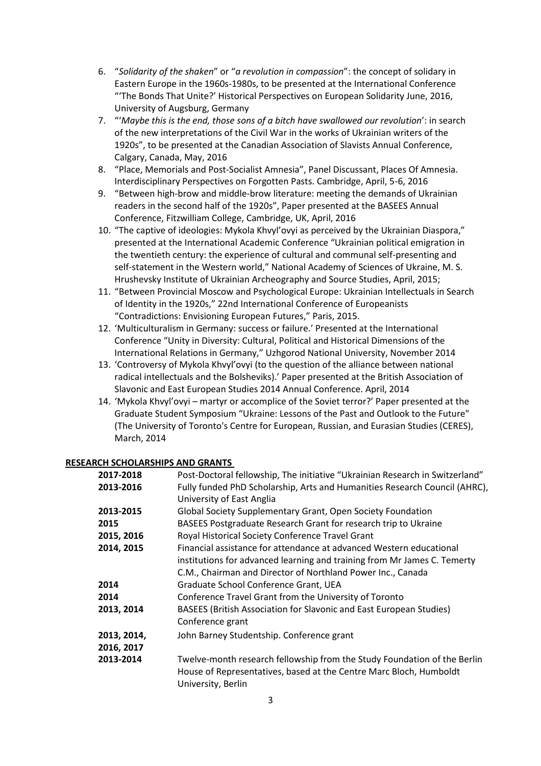6. "*Solidarity of the shaken*" or "*a revolution in compassion*": the concept of solidary in Eastern Europe in the 1960s-1980s, to be presented at the International Conference "'The Bonds That Unite?' Historical Perspectives on European Solidarity June, 2016, University of Augsburg, Germany
7. "'*Maybe this is the end, those sons of a bitch have swallowed our revolution*': in search of the new interpretations of the Civil War in the works of Ukrainian writers of the 1920s", to be presented at the Canadian Association of Slavists Annual Conference, Calgary, Canada, May, 2016
8. "Place, Memorials and Post-Socialist Amnesia", Panel Discussant, Places Of Amnesia. Interdisciplinary Perspectives on Forgotten Pasts. Cambridge, April, 5-6, 2016
9. "Between high-brow and middle-brow literature: meeting the demands of Ukrainian readers in the second half of the 1920s", Paper presented at the BASEES Annual Conference, Fitzwilliam College, Cambridge, UK, April, 2016
10. "The captive of ideologies: Mykola Khvyl'ovyi as perceived by the Ukrainian Diaspora," presented at the International Academic Conference "Ukrainian political emigration in the twentieth century: the experience of cultural and communal self-presenting and self-statement in the Western world," National Academy of Sciences of Ukraine, M. S. Hrushevsky Institute of Ukrainian Archeography and Source Studies, April, 2015;
11. "Between Provincial Moscow and Psychological Europe: Ukrainian Intellectuals in Search of Identity in the 1920s," 22nd International Conference of Europeanists "Contradictions: Envisioning European Futures," Paris, 2015.
12. 'Multiculturalism in Germany: success or failure.' Presented at the International Conference "Unity in Diversity: Cultural, Political and Historical Dimensions of the International Relations in Germany," Uzhgorod National University, November 2014
13. 'Controversy of Mykola Khvyl'ovyi (to the question of the alliance between national radical intellectuals and the Bolsheviks).' Paper presented at the British Association of Slavonic and East European Studies 2014 Annual Conference. April, 2014
14. 'Mykola Khvyl'ovyi – martyr or accomplice of the Soviet terror?' Paper presented at the Graduate Student Symposium "Ukraine: Lessons of the Past and Outlook to the Future" (The University of Toronto's Centre for European, Russian, and Eurasian Studies (CERES), March, 2014

## RESEARCH SCHOLARSHIPS AND GRANTS

| | |
|---|---|
| **2017-2018** | Post-Doctoral fellowship, The initiative "Ukrainian Research in Switzerland" |
| **2013-2016** | Fully funded PhD Scholarship, Arts and Humanities Research Council (AHRC), University of East Anglia |
| **2013-2015** | Global Society Supplementary Grant, Open Society Foundation |
| **2015** | BASEES Postgraduate Research Grant for research trip to Ukraine |
| **2015, 2016** | Royal Historical Society Conference Travel Grant |
| **2014, 2015** | Financial assistance for attendance at advanced Western educational institutions for advanced learning and training from Mr James C. Temerty C.M., Chairman and Director of Northland Power Inc., Canada |
| **2014** | Graduate School Conference Grant, UEA |
| **2014** | Conference Travel Grant from the University of Toronto |
| **2013, 2014** | BASEES (British Association for Slavonic and East European Studies) Conference grant |
| **2013, 2014, 2016, 2017** | John Barney Studentship. Conference grant |
| **2013-2014** | Twelve-month research fellowship from the Study Foundation of the Berlin House of Representatives, based at the Centre Marc Bloch, Humboldt University, Berlin |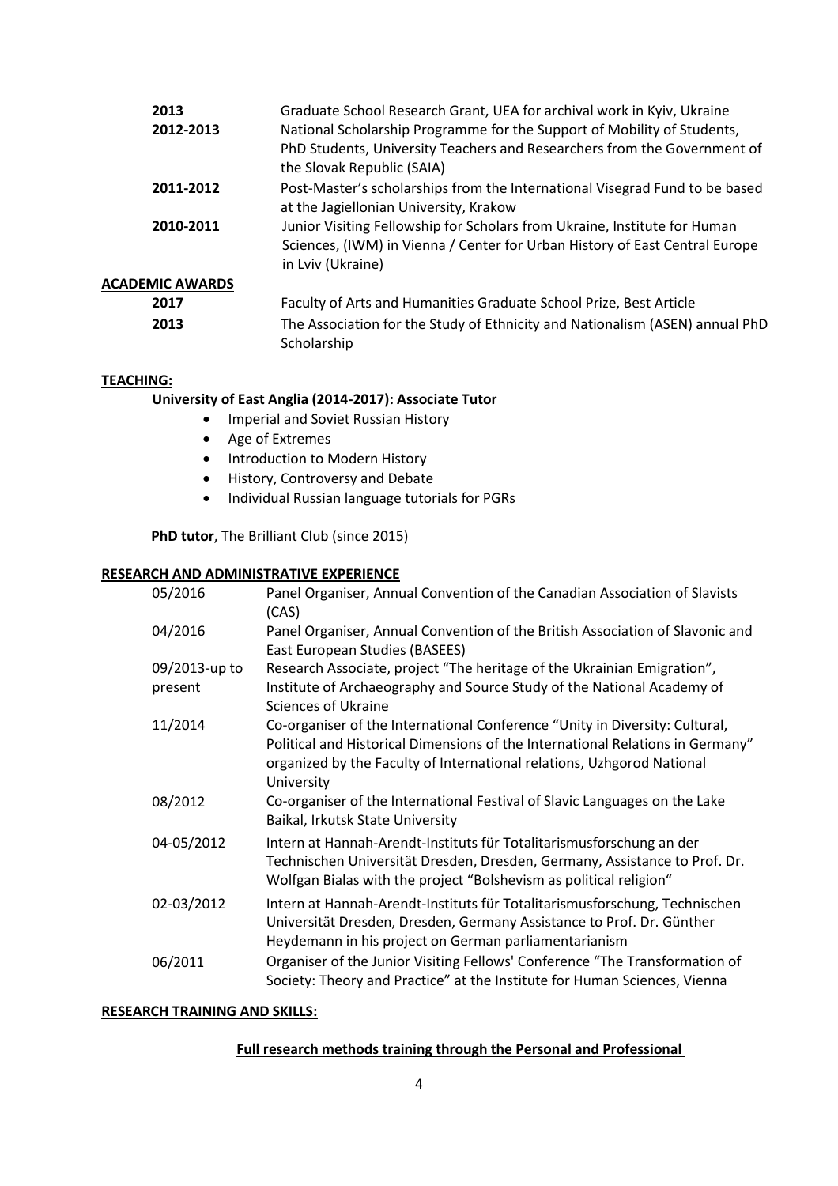| | |
|---|---|
| **2013** | Graduate School Research Grant, UEA for archival work in Kyiv, Ukraine |
| **2012-2013** | National Scholarship Programme for the Support of Mobility of Students, PhD Students, University Teachers and Researchers from the Government of the Slovak Republic (SAIA) |
| **2011-2012** | Post-Master's scholarships from the International Visegrad Fund to be based at the Jagiellonian University, Krakow |
| **2010-2011** | Junior Visiting Fellowship for Scholars from Ukraine, Institute for Human Sciences, (IWM) in Vienna / Center for Urban History of East Central Europe in Lviv (Ukraine) |

**ACADEMIC AWARDS**

| | |
|---|---|
| **2017** | Faculty of Arts and Humanities Graduate School Prize, Best Article |
| **2013** | The Association for the Study of Ethnicity and Nationalism (ASEN) annual PhD Scholarship |

**TEACHING:**

**University of East Anglia (2014-2017): Associate Tutor**

- Imperial and Soviet Russian History
- Age of Extremes
- Introduction to Modern History
- History, Controversy and Debate
- Individual Russian language tutorials for PGRs

**PhD tutor**, The Brilliant Club (since 2015)

**RESEARCH AND ADMINISTRATIVE EXPERIENCE**

| | |
|---|---|
| 05/2016 | Panel Organiser, Annual Convention of the Canadian Association of Slavists (CAS) |
| 04/2016 | Panel Organiser, Annual Convention of the British Association of Slavonic and East European Studies (BASEES) |
| 09/2013-up to present | Research Associate, project "The heritage of the Ukrainian Emigration", Institute of Archaeography and Source Study of the National Academy of Sciences of Ukraine |
| 11/2014 | Co-organiser of the International Conference "Unity in Diversity: Cultural, Political and Historical Dimensions of the International Relations in Germany" organized by the Faculty of International relations, Uzhgorod National University |
| 08/2012 | Co-organiser of the International Festival of Slavic Languages on the Lake Baikal, Irkutsk State University |
| 04-05/2012 | Intern at Hannah-Arendt-Instituts für Totalitarismusforschung an der Technischen Universität Dresden, Dresden, Germany, Assistance to Prof. Dr. Wolfgan Bialas with the project "Bolshevism as political religion" |
| 02-03/2012 | Intern at Hannah-Arendt-Instituts für Totalitarismusforschung, Technischen Universität Dresden, Dresden, Germany Assistance to Prof. Dr. Günther Heydemann in his project on German parliamentarianism |
| 06/2011 | Organiser of the Junior Visiting Fellows' Conference "The Transformation of Society: Theory and Practice" at the Institute for Human Sciences, Vienna |

**RESEARCH TRAINING AND SKILLS:**

**Full research methods training through the Personal and Professional**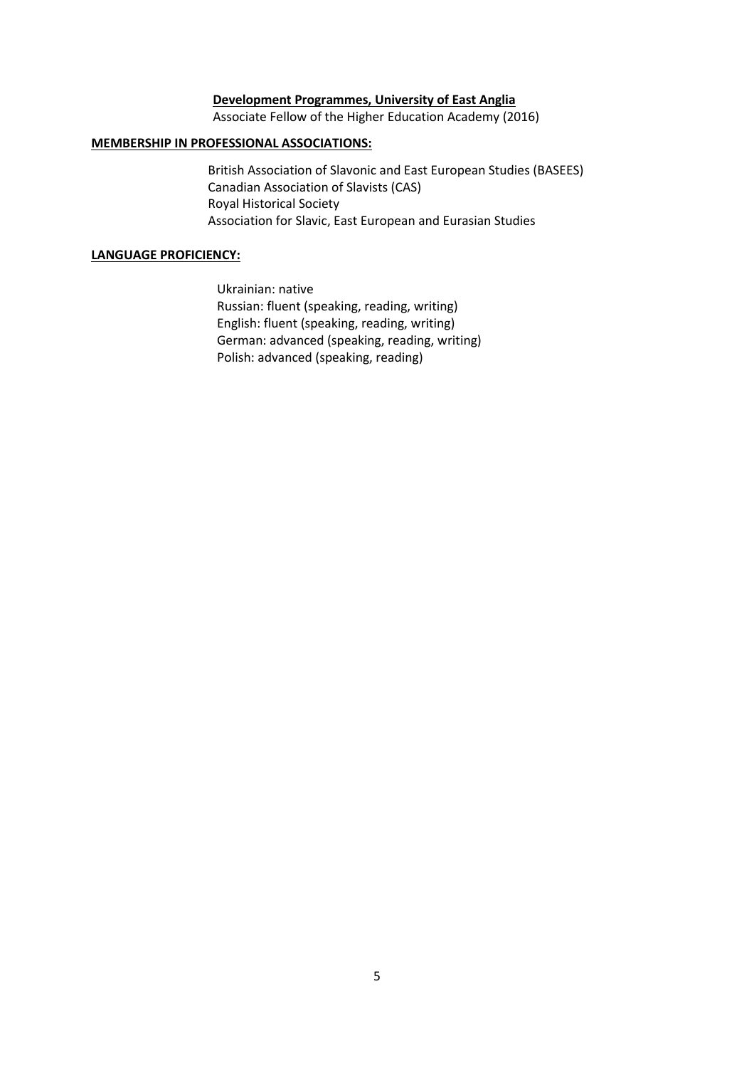**Development Programmes, University of East Anglia**

Associate Fellow of the Higher Education Academy (2016)

**MEMBERSHIP IN PROFESSIONAL ASSOCIATIONS:**

British Association of Slavonic and East European Studies (BASEES)
Canadian Association of Slavists (CAS)
Royal Historical Society
Association for Slavic, East European and Eurasian Studies

**LANGUAGE PROFICIENCY:**

Ukrainian: native
Russian: fluent (speaking, reading, writing)
English: fluent (speaking, reading, writing)
German: advanced (speaking, reading, writing)
Polish: advanced (speaking, reading)